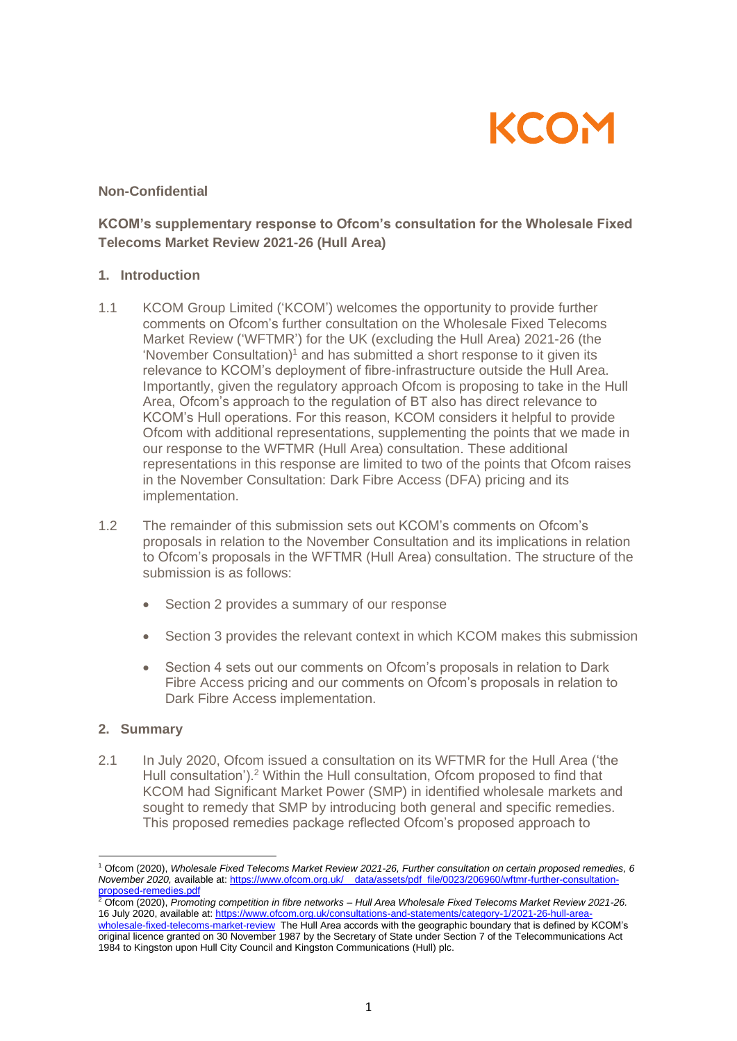**Non-Confidential**

**KCOM's supplementary response to Ofcom's consultation for the Wholesale Fixed Telecoms Market Review 2021-26 (Hull Area)**

## 1. Introduction

1.1 KCOM Group Limited ('KCOM') welcomes the opportunity to provide further comments on Ofcom's further consultation on the Wholesale Fixed Telecoms Market Review ('WFTMR') for the UK (excluding the Hull Area) 2021-26 (the 'November Consultation')[1] and has submitted a short response to it given its relevance to KCOM's deployment of fibre-infrastructure outside the Hull Area. Importantly, given the regulatory approach Ofcom is proposing to take in the Hull Area, Ofcom's approach to the regulation of BT also has direct relevance to KCOM's Hull operations. For this reason, KCOM considers it helpful to provide Ofcom with additional representations, supplementing the points that we made in our response to the WFTMR (Hull Area) consultation. These additional representations in this response are limited to two of the points that Ofcom raises in the November Consultation: Dark Fibre Access (DFA) pricing and its implementation.

1.2 The remainder of this submission sets out KCOM's comments on Ofcom's proposals in relation to the November Consultation and its implications in relation to Ofcom's proposals in the WFTMR (Hull Area) consultation. The structure of the submission is as follows:

- Section 2 provides a summary of our response
- Section 3 provides the relevant context in which KCOM makes this submission
- Section 4 sets out our comments on Ofcom's proposals in relation to Dark Fibre Access pricing and our comments on Ofcom's proposals in relation to Dark Fibre Access implementation.

## 2. Summary

2.1 In July 2020, Ofcom issued a consultation on its WFTMR for the Hull Area ('the Hull consultation').[2] Within the Hull consultation, Ofcom proposed to find that KCOM had Significant Market Power (SMP) in identified wholesale markets and sought to remedy that SMP by introducing both general and specific remedies. This proposed remedies package reflected Ofcom's proposed approach to

---

[1] Ofcom (2020), *Wholesale Fixed Telecoms Market Review 2021-26, Further consultation on certain proposed remedies, 6 November 2020,* available at: https://www.ofcom.org.uk/__data/assets/pdf_file/0023/206960/wftmr-further-consultation-proposed-remedies.pdf

[2] Ofcom (2020), *Promoting competition in fibre networks – Hull Area Wholesale Fixed Telecoms Market Review 2021-26.* 16 July 2020, available at: https://www.ofcom.org.uk/consultations-and-statements/category-1/2021-26-hull-area-wholesale-fixed-telecoms-market-review The Hull Area accords with the geographic boundary that is defined by KCOM's original licence granted on 30 November 1987 by the Secretary of State under Section 7 of the Telecommunications Act 1984 to Kingston upon Hull City Council and Kingston Communications (Hull) plc.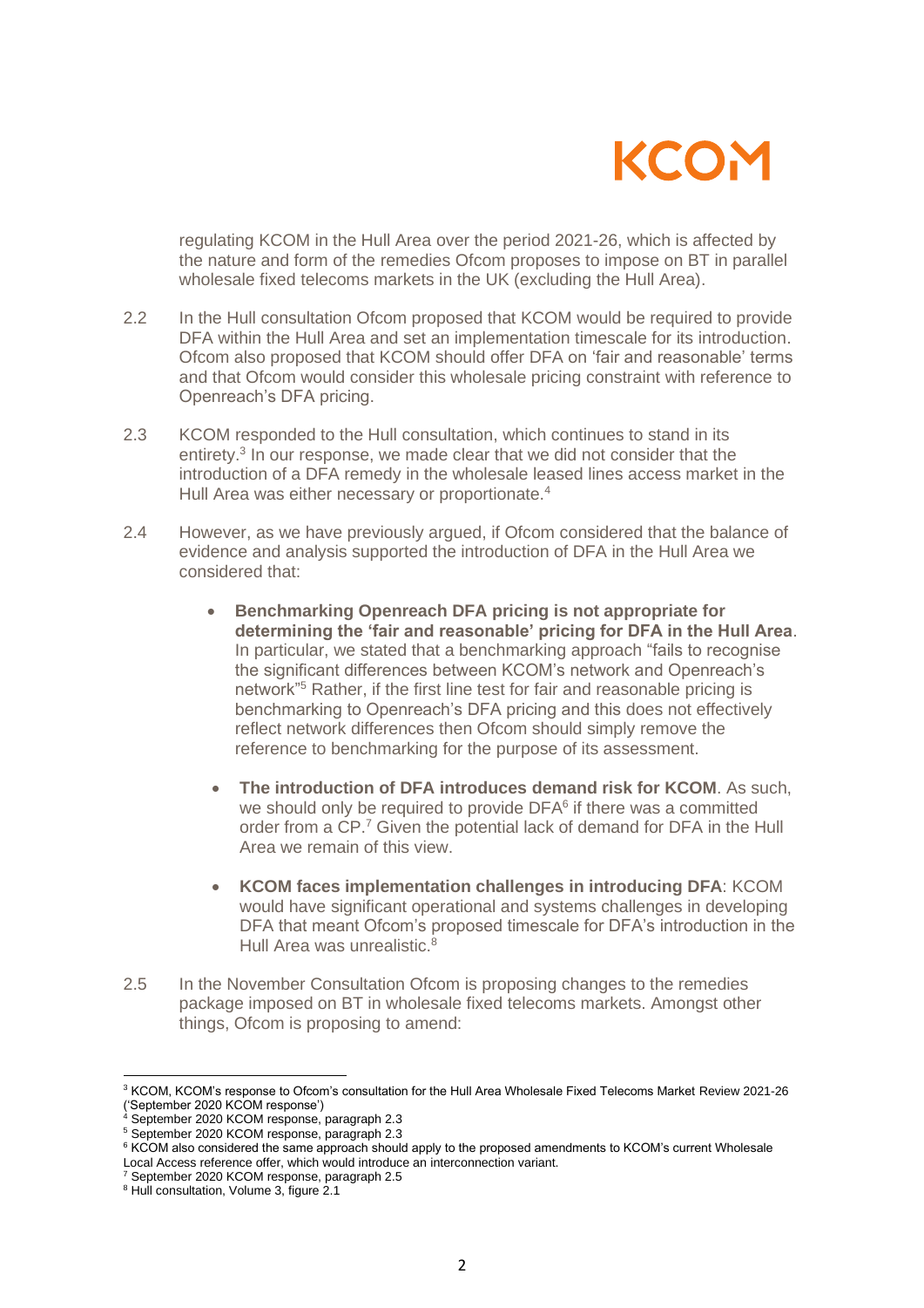regulating KCOM in the Hull Area over the period 2021-26, which is affected by the nature and form of the remedies Ofcom proposes to impose on BT in parallel wholesale fixed telecoms markets in the UK (excluding the Hull Area).

2.2 In the Hull consultation Ofcom proposed that KCOM would be required to provide DFA within the Hull Area and set an implementation timescale for its introduction. Ofcom also proposed that KCOM should offer DFA on 'fair and reasonable' terms and that Ofcom would consider this wholesale pricing constraint with reference to Openreach's DFA pricing.

2.3 KCOM responded to the Hull consultation, which continues to stand in its entirety.[3] In our response, we made clear that we did not consider that the introduction of a DFA remedy in the wholesale leased lines access market in the Hull Area was either necessary or proportionate.[4]

2.4 However, as we have previously argued, if Ofcom considered that the balance of evidence and analysis supported the introduction of DFA in the Hull Area we considered that:

- **Benchmarking Openreach DFA pricing is not appropriate for determining the 'fair and reasonable' pricing for DFA in the Hull Area**. In particular, we stated that a benchmarking approach "fails to recognise the significant differences between KCOM's network and Openreach's network"[5] Rather, if the first line test for fair and reasonable pricing is benchmarking to Openreach's DFA pricing and this does not effectively reflect network differences then Ofcom should simply remove the reference to benchmarking for the purpose of its assessment.
- **The introduction of DFA introduces demand risk for KCOM**. As such, we should only be required to provide DFA[6] if there was a committed order from a CP.[7] Given the potential lack of demand for DFA in the Hull Area we remain of this view.
- **KCOM faces implementation challenges in introducing DFA**: KCOM would have significant operational and systems challenges in developing DFA that meant Ofcom's proposed timescale for DFA's introduction in the Hull Area was unrealistic.[8]

2.5 In the November Consultation Ofcom is proposing changes to the remedies package imposed on BT in wholesale fixed telecoms markets. Amongst other things, Ofcom is proposing to amend:

---

[3] KCOM, KCOM's response to Ofcom's consultation for the Hull Area Wholesale Fixed Telecoms Market Review 2021-26 ('September 2020 KCOM response')

[4] September 2020 KCOM response, paragraph 2.3

[5] September 2020 KCOM response, paragraph 2.3

[6] KCOM also considered the same approach should apply to the proposed amendments to KCOM's current Wholesale Local Access reference offer, which would introduce an interconnection variant.

[7] September 2020 KCOM response, paragraph 2.5

[8] Hull consultation, Volume 3, figure 2.1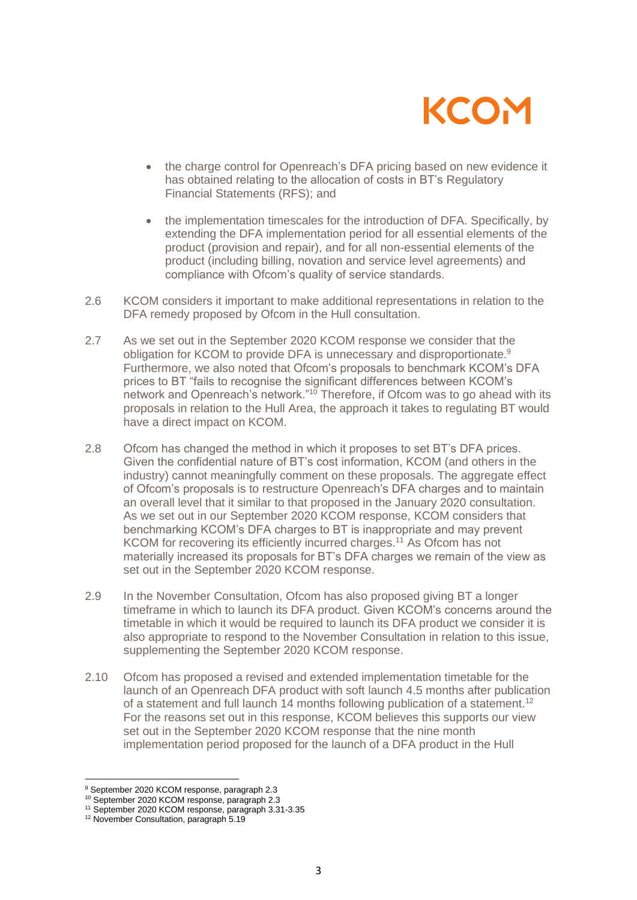- the charge control for Openreach's DFA pricing based on new evidence it has obtained relating to the allocation of costs in BT's Regulatory Financial Statements (RFS); and

- the implementation timescales for the introduction of DFA. Specifically, by extending the DFA implementation period for all essential elements of the product (provision and repair), and for all non-essential elements of the product (including billing, novation and service level agreements) and compliance with Ofcom's quality of service standards.

2.6 KCOM considers it important to make additional representations in relation to the DFA remedy proposed by Ofcom in the Hull consultation.

2.7 As we set out in the September 2020 KCOM response we consider that the obligation for KCOM to provide DFA is unnecessary and disproportionate.[9] Furthermore, we also noted that Ofcom's proposals to benchmark KCOM's DFA prices to BT "fails to recognise the significant differences between KCOM's network and Openreach's network."[10] Therefore, if Ofcom was to go ahead with its proposals in relation to the Hull Area, the approach it takes to regulating BT would have a direct impact on KCOM.

2.8 Ofcom has changed the method in which it proposes to set BT's DFA prices. Given the confidential nature of BT's cost information, KCOM (and others in the industry) cannot meaningfully comment on these proposals. The aggregate effect of Ofcom's proposals is to restructure Openreach's DFA charges and to maintain an overall level that it similar to that proposed in the January 2020 consultation. As we set out in our September 2020 KCOM response, KCOM considers that benchmarking KCOM's DFA charges to BT is inappropriate and may prevent KCOM for recovering its efficiently incurred charges.[11] As Ofcom has not materially increased its proposals for BT's DFA charges we remain of the view as set out in the September 2020 KCOM response.

2.9 In the November Consultation, Ofcom has also proposed giving BT a longer timeframe in which to launch its DFA product. Given KCOM's concerns around the timetable in which it would be required to launch its DFA product we consider it is also appropriate to respond to the November Consultation in relation to this issue, supplementing the September 2020 KCOM response.

2.10 Ofcom has proposed a revised and extended implementation timetable for the launch of an Openreach DFA product with soft launch 4.5 months after publication of a statement and full launch 14 months following publication of a statement.[12] For the reasons set out in this response, KCOM believes this supports our view set out in the September 2020 KCOM response that the nine month implementation period proposed for the launch of a DFA product in the Hull

[9] September 2020 KCOM response, paragraph 2.3
[10] September 2020 KCOM response, paragraph 2.3
[11] September 2020 KCOM response, paragraph 3.31-3.35
[12] November Consultation, paragraph 5.19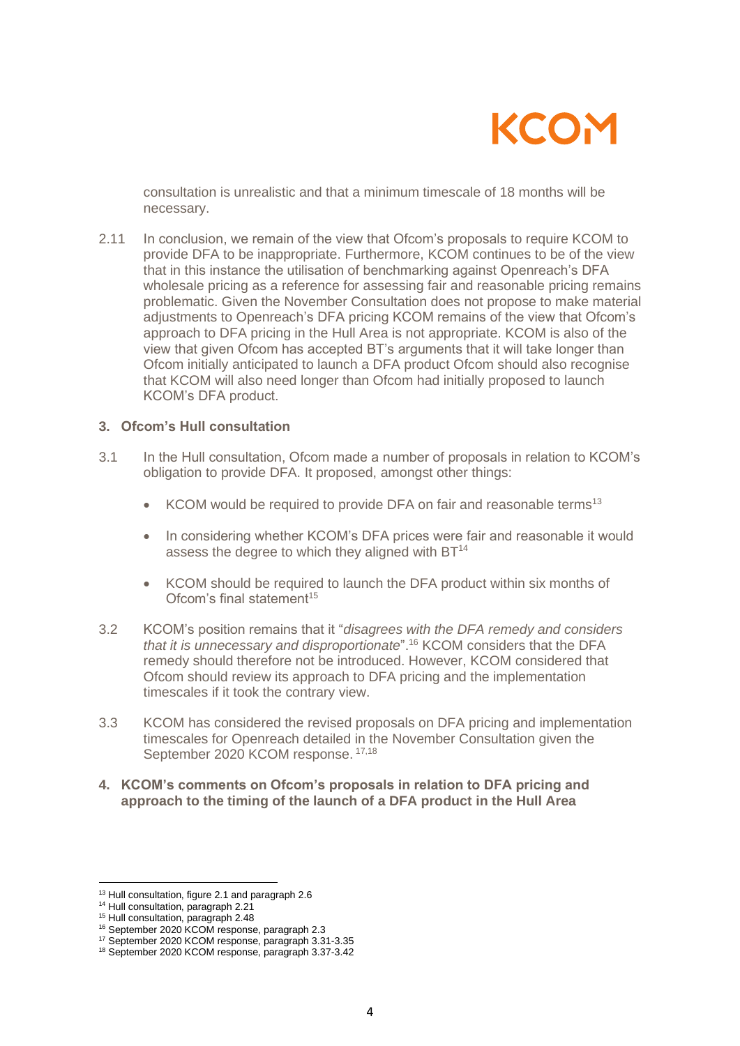consultation is unrealistic and that a minimum timescale of 18 months will be necessary.

2.11 In conclusion, we remain of the view that Ofcom's proposals to require KCOM to provide DFA to be inappropriate. Furthermore, KCOM continues to be of the view that in this instance the utilisation of benchmarking against Openreach's DFA wholesale pricing as a reference for assessing fair and reasonable pricing remains problematic. Given the November Consultation does not propose to make material adjustments to Openreach's DFA pricing KCOM remains of the view that Ofcom's approach to DFA pricing in the Hull Area is not appropriate. KCOM is also of the view that given Ofcom has accepted BT's arguments that it will take longer than Ofcom initially anticipated to launch a DFA product Ofcom should also recognise that KCOM will also need longer than Ofcom had initially proposed to launch KCOM's DFA product.

## 3. Ofcom's Hull consultation

3.1 In the Hull consultation, Ofcom made a number of proposals in relation to KCOM's obligation to provide DFA. It proposed, amongst other things:

- KCOM would be required to provide DFA on fair and reasonable terms[13]
- In considering whether KCOM's DFA prices were fair and reasonable it would assess the degree to which they aligned with BT[14]
- KCOM should be required to launch the DFA product within six months of Ofcom's final statement[15]

3.2 KCOM's position remains that it "*disagrees with the DFA remedy and considers that it is unnecessary and disproportionate*".[16] KCOM considers that the DFA remedy should therefore not be introduced. However, KCOM considered that Ofcom should review its approach to DFA pricing and the implementation timescales if it took the contrary view.

3.3 KCOM has considered the revised proposals on DFA pricing and implementation timescales for Openreach detailed in the November Consultation given the September 2020 KCOM response. [17,18]

## 4. KCOM's comments on Ofcom's proposals in relation to DFA pricing and approach to the timing of the launch of a DFA product in the Hull Area

[13] Hull consultation, figure 2.1 and paragraph 2.6
[14] Hull consultation, paragraph 2.21
[15] Hull consultation, paragraph 2.48
[16] September 2020 KCOM response, paragraph 2.3
[17] September 2020 KCOM response, paragraph 3.31-3.35
[18] September 2020 KCOM response, paragraph 3.37-3.42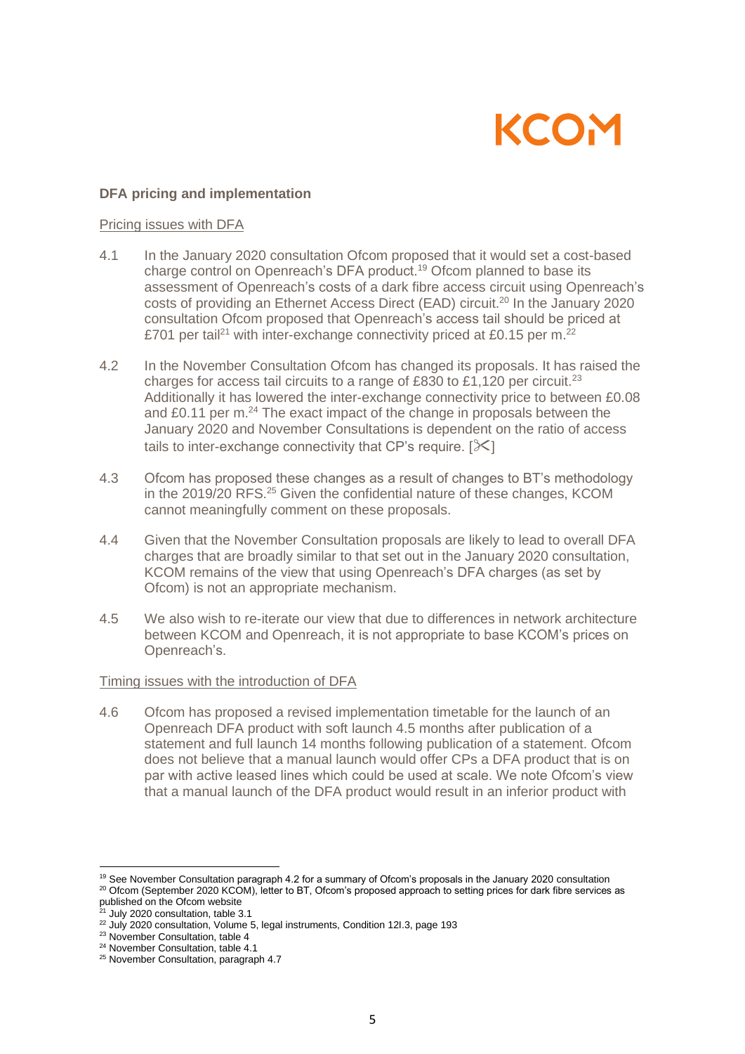**DFA pricing and implementation**

Pricing issues with DFA

4.1 In the January 2020 consultation Ofcom proposed that it would set a cost-based charge control on Openreach's DFA product.[19] Ofcom planned to base its assessment of Openreach's costs of a dark fibre access circuit using Openreach's costs of providing an Ethernet Access Direct (EAD) circuit.[20] In the January 2020 consultation Ofcom proposed that Openreach's access tail should be priced at £701 per tail[21] with inter-exchange connectivity priced at £0.15 per m.[22]

4.2 In the November Consultation Ofcom has changed its proposals. It has raised the charges for access tail circuits to a range of £830 to £1,120 per circuit.[23] Additionally it has lowered the inter-exchange connectivity price to between £0.08 and £0.11 per m.[24] The exact impact of the change in proposals between the January 2020 and November Consultations is dependent on the ratio of access tails to inter-exchange connectivity that CP's require. [✂]

4.3 Ofcom has proposed these changes as a result of changes to BT's methodology in the 2019/20 RFS.[25] Given the confidential nature of these changes, KCOM cannot meaningfully comment on these proposals.

4.4 Given that the November Consultation proposals are likely to lead to overall DFA charges that are broadly similar to that set out in the January 2020 consultation, KCOM remains of the view that using Openreach's DFA charges (as set by Ofcom) is not an appropriate mechanism.

4.5 We also wish to re-iterate our view that due to differences in network architecture between KCOM and Openreach, it is not appropriate to base KCOM's prices on Openreach's.

Timing issues with the introduction of DFA

4.6 Ofcom has proposed a revised implementation timetable for the launch of an Openreach DFA product with soft launch 4.5 months after publication of a statement and full launch 14 months following publication of a statement. Ofcom does not believe that a manual launch would offer CPs a DFA product that is on par with active leased lines which could be used at scale. We note Ofcom's view that a manual launch of the DFA product would result in an inferior product with

---

[19] See November Consultation paragraph 4.2 for a summary of Ofcom's proposals in the January 2020 consultation

[20] Ofcom (September 2020 KCOM), letter to BT, Ofcom's proposed approach to setting prices for dark fibre services as published on the Ofcom website

[21] July 2020 consultation, table 3.1

[22] July 2020 consultation, Volume 5, legal instruments, Condition 12I.3, page 193

[23] November Consultation, table 4

[24] November Consultation, table 4.1

[25] November Consultation, paragraph 4.7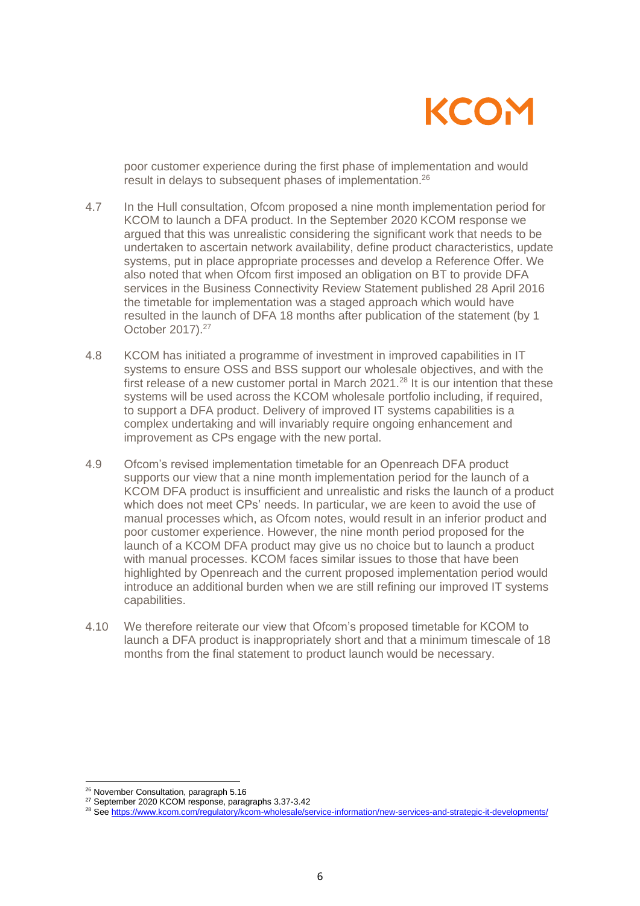poor customer experience during the first phase of implementation and would result in delays to subsequent phases of implementation.[26]

4.7 In the Hull consultation, Ofcom proposed a nine month implementation period for KCOM to launch a DFA product. In the September 2020 KCOM response we argued that this was unrealistic considering the significant work that needs to be undertaken to ascertain network availability, define product characteristics, update systems, put in place appropriate processes and develop a Reference Offer. We also noted that when Ofcom first imposed an obligation on BT to provide DFA services in the Business Connectivity Review Statement published 28 April 2016 the timetable for implementation was a staged approach which would have resulted in the launch of DFA 18 months after publication of the statement (by 1 October 2017).[27]

4.8 KCOM has initiated a programme of investment in improved capabilities in IT systems to ensure OSS and BSS support our wholesale objectives, and with the first release of a new customer portal in March 2021.[28] It is our intention that these systems will be used across the KCOM wholesale portfolio including, if required, to support a DFA product. Delivery of improved IT systems capabilities is a complex undertaking and will invariably require ongoing enhancement and improvement as CPs engage with the new portal.

4.9 Ofcom's revised implementation timetable for an Openreach DFA product supports our view that a nine month implementation period for the launch of a KCOM DFA product is insufficient and unrealistic and risks the launch of a product which does not meet CPs' needs. In particular, we are keen to avoid the use of manual processes which, as Ofcom notes, would result in an inferior product and poor customer experience. However, the nine month period proposed for the launch of a KCOM DFA product may give us no choice but to launch a product with manual processes. KCOM faces similar issues to those that have been highlighted by Openreach and the current proposed implementation period would introduce an additional burden when we are still refining our improved IT systems capabilities.

4.10 We therefore reiterate our view that Ofcom's proposed timetable for KCOM to launch a DFA product is inappropriately short and that a minimum timescale of 18 months from the final statement to product launch would be necessary.

---

[26] November Consultation, paragraph 5.16

[27] September 2020 KCOM response, paragraphs 3.37-3.42

[28] See https://www.kcom.com/regulatory/kcom-wholesale/service-information/new-services-and-strategic-it-developments/